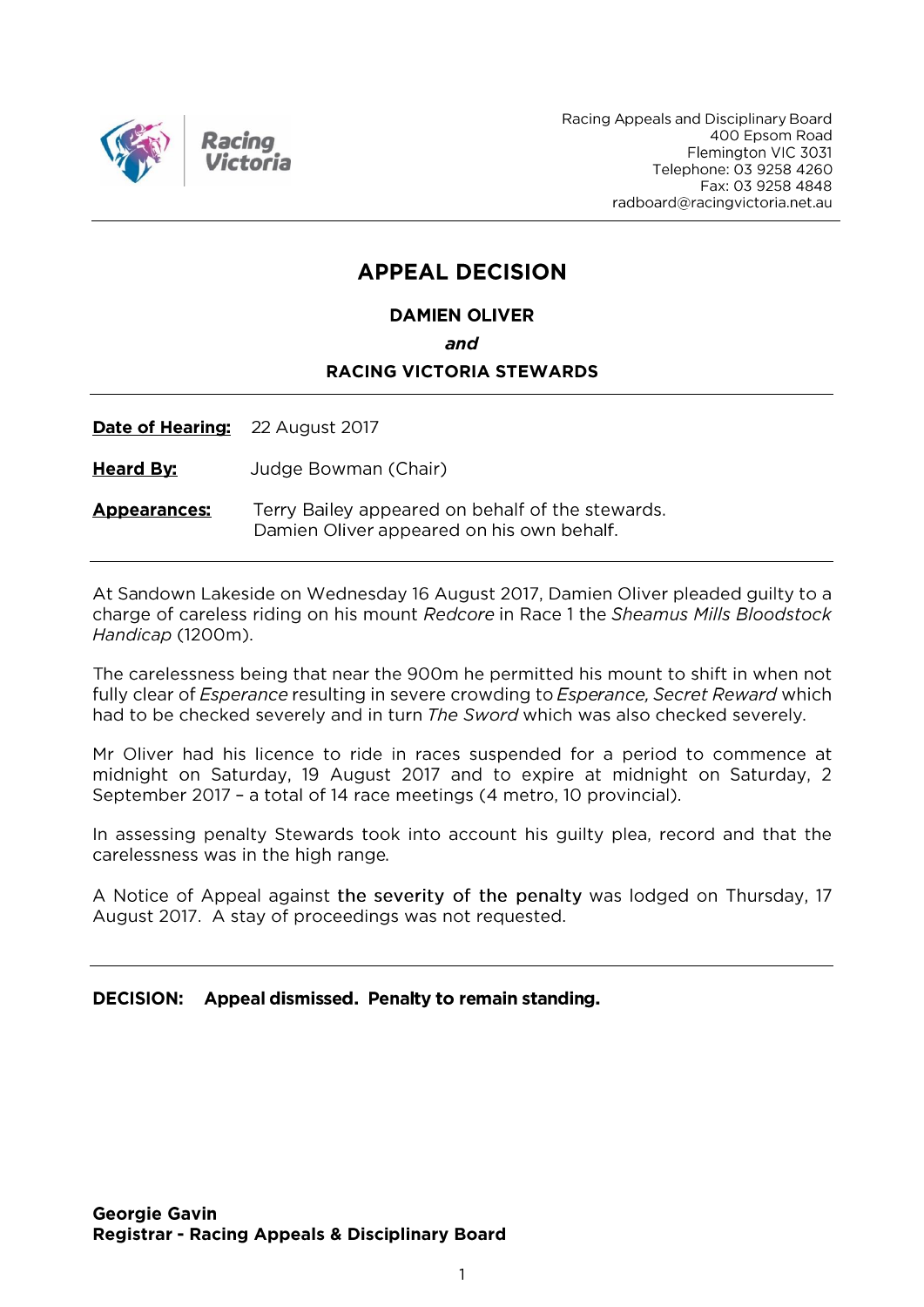Racing Appeals and Disciplinary Board
400 Epsom Road
Flemington VIC 3031
Telephone: 03 9258 4260
Fax: 03 9258 4848
radboard@racingvictoria.net.au

# APPEAL DECISION

**DAMIEN OLIVER**

***and***

**RACING VICTORIA STEWARDS**

---

**Date of Hearing:** 22 August 2017

**Heard By:** Judge Bowman (Chair)

**Appearances:** Terry Bailey appeared on behalf of the stewards.
Damien Oliver appeared on his own behalf.

---

At Sandown Lakeside on Wednesday 16 August 2017, Damien Oliver pleaded guilty to a charge of careless riding on his mount *Redcore* in Race 1 the *Sheamus Mills Bloodstock Handicap* (1200m).

The carelessness being that near the 900m he permitted his mount to shift in when not fully clear of *Esperance* resulting in severe crowding to *Esperance, Secret Reward* which had to be checked severely and in turn *The Sword* which was also checked severely.

Mr Oliver had his licence to ride in races suspended for a period to commence at midnight on Saturday, 19 August 2017 and to expire at midnight on Saturday, 2 September 2017 – a total of 14 race meetings (4 metro, 10 provincial).

In assessing penalty Stewards took into account his guilty plea, record and that the carelessness was in the high range.

A Notice of Appeal against the severity of the penalty was lodged on Thursday, 17 August 2017. A stay of proceedings was not requested.

---

**DECISION: Appeal dismissed. Penalty to remain standing.**

**Georgie Gavin**
**Registrar - Racing Appeals & Disciplinary Board**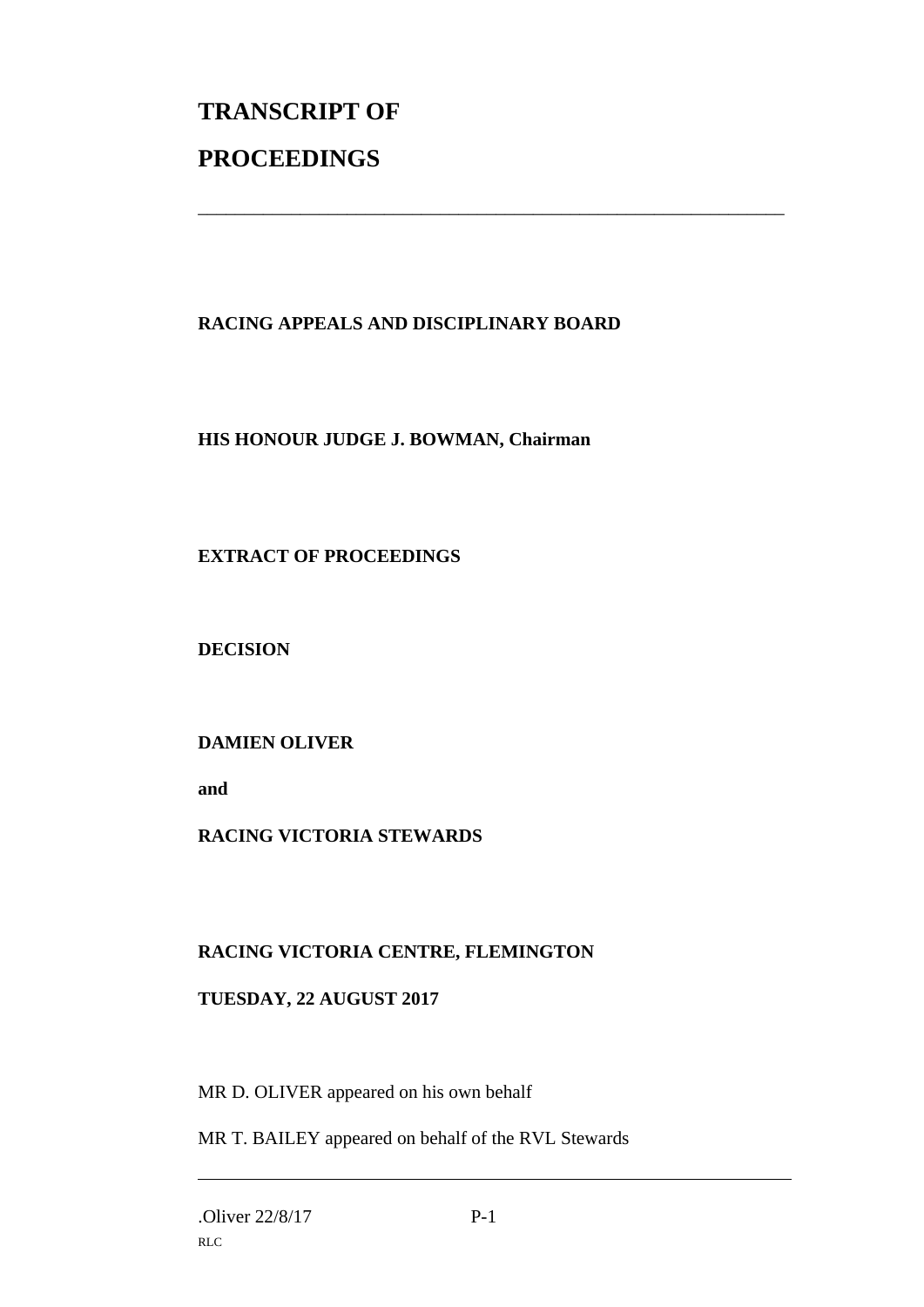# TRANSCRIPT OF PROCEEDINGS

---

**RACING APPEALS AND DISCIPLINARY BOARD**

**HIS HONOUR JUDGE J. BOWMAN, Chairman**

**EXTRACT OF PROCEEDINGS**

**DECISION**

**DAMIEN OLIVER**

**and**

**RACING VICTORIA STEWARDS**

**RACING VICTORIA CENTRE, FLEMINGTON**

**TUESDAY, 22 AUGUST 2017**

MR D. OLIVER appeared on his own behalf

MR T. BAILEY appeared on behalf of the RVL Stewards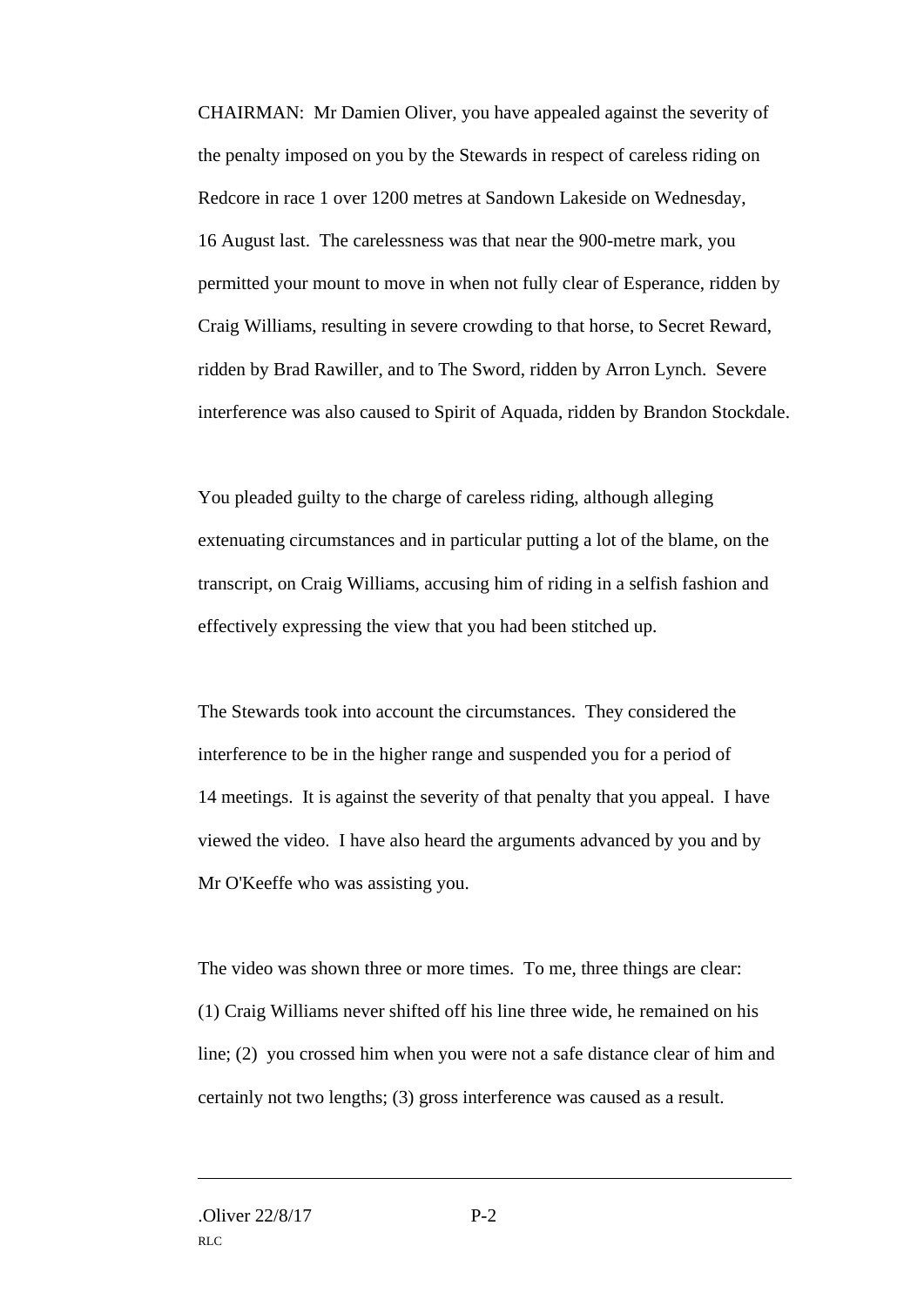CHAIRMAN: Mr Damien Oliver, you have appealed against the severity of the penalty imposed on you by the Stewards in respect of careless riding on Redcore in race 1 over 1200 metres at Sandown Lakeside on Wednesday, 16 August last. The carelessness was that near the 900-metre mark, you permitted your mount to move in when not fully clear of Esperance, ridden by Craig Williams, resulting in severe crowding to that horse, to Secret Reward, ridden by Brad Rawiller, and to The Sword, ridden by Arron Lynch. Severe interference was also caused to Spirit of Aquada, ridden by Brandon Stockdale.

You pleaded guilty to the charge of careless riding, although alleging extenuating circumstances and in particular putting a lot of the blame, on the transcript, on Craig Williams, accusing him of riding in a selfish fashion and effectively expressing the view that you had been stitched up.

The Stewards took into account the circumstances. They considered the interference to be in the higher range and suspended you for a period of 14 meetings. It is against the severity of that penalty that you appeal. I have viewed the video. I have also heard the arguments advanced by you and by Mr O'Keeffe who was assisting you.

The video was shown three or more times. To me, three things are clear: (1) Craig Williams never shifted off his line three wide, he remained on his line; (2) you crossed him when you were not a safe distance clear of him and certainly not two lengths; (3) gross interference was caused as a result.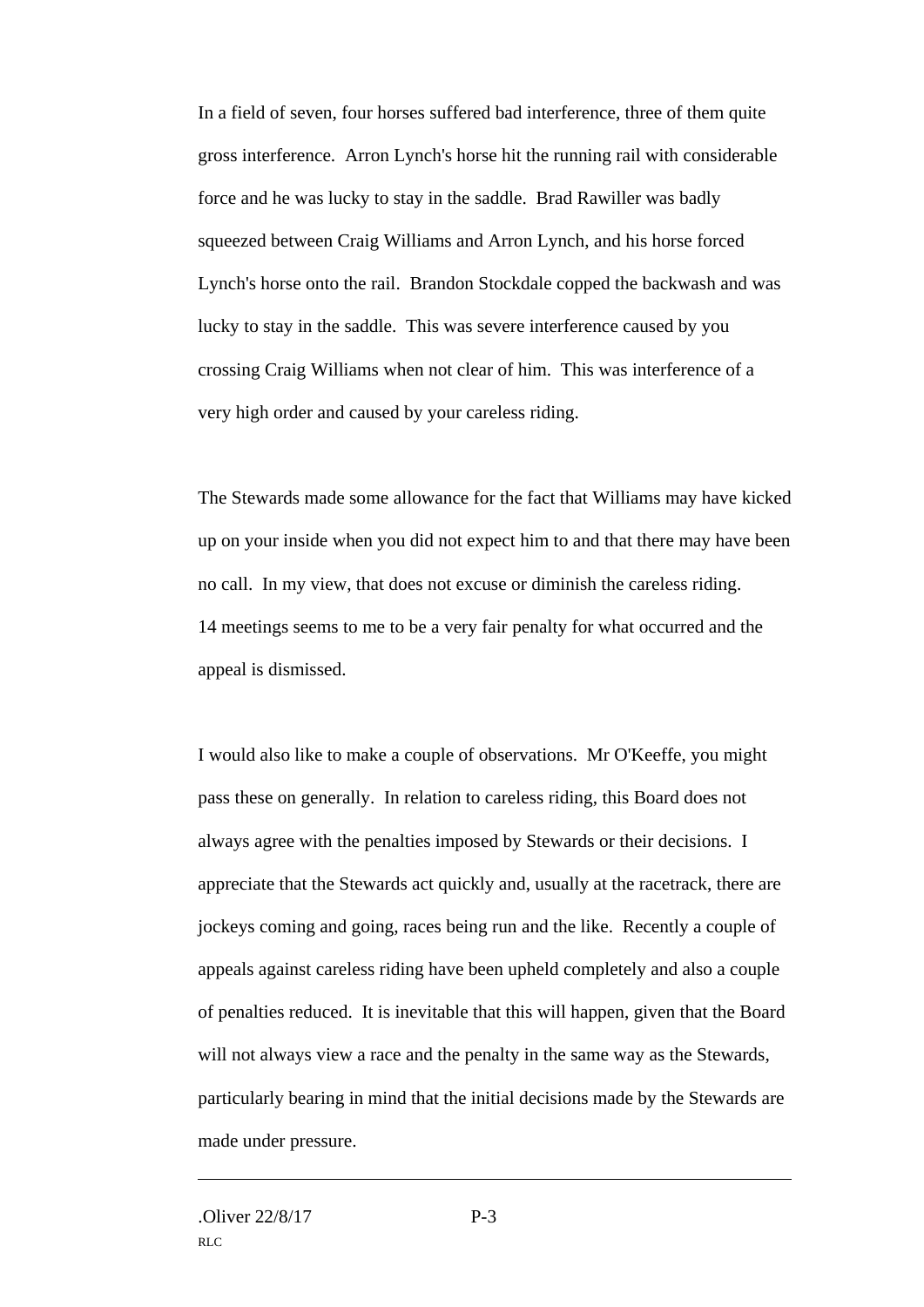In a field of seven, four horses suffered bad interference, three of them quite gross interference. Arron Lynch's horse hit the running rail with considerable force and he was lucky to stay in the saddle. Brad Rawiller was badly squeezed between Craig Williams and Arron Lynch, and his horse forced Lynch's horse onto the rail. Brandon Stockdale copped the backwash and was lucky to stay in the saddle. This was severe interference caused by you crossing Craig Williams when not clear of him. This was interference of a very high order and caused by your careless riding.

The Stewards made some allowance for the fact that Williams may have kicked up on your inside when you did not expect him to and that there may have been no call. In my view, that does not excuse or diminish the careless riding. 14 meetings seems to me to be a very fair penalty for what occurred and the appeal is dismissed.

I would also like to make a couple of observations. Mr O'Keeffe, you might pass these on generally. In relation to careless riding, this Board does not always agree with the penalties imposed by Stewards or their decisions. I appreciate that the Stewards act quickly and, usually at the racetrack, there are jockeys coming and going, races being run and the like. Recently a couple of appeals against careless riding have been upheld completely and also a couple of penalties reduced. It is inevitable that this will happen, given that the Board will not always view a race and the penalty in the same way as the Stewards, particularly bearing in mind that the initial decisions made by the Stewards are made under pressure.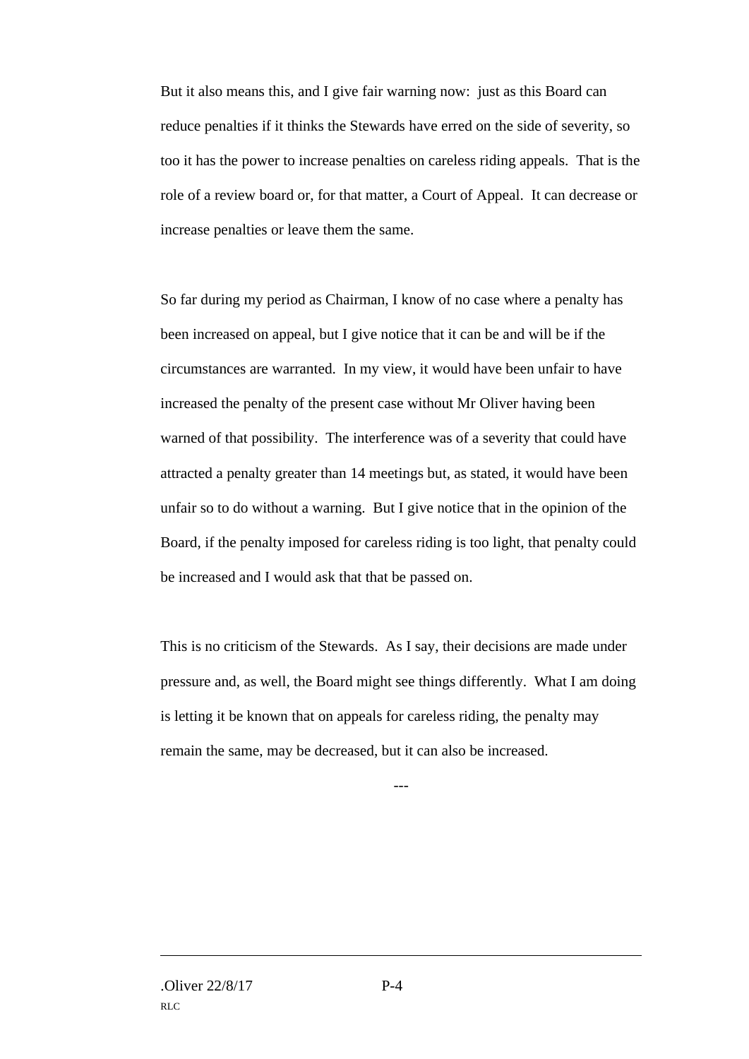But it also means this, and I give fair warning now: just as this Board can reduce penalties if it thinks the Stewards have erred on the side of severity, so too it has the power to increase penalties on careless riding appeals. That is the role of a review board or, for that matter, a Court of Appeal. It can decrease or increase penalties or leave them the same.

So far during my period as Chairman, I know of no case where a penalty has been increased on appeal, but I give notice that it can be and will be if the circumstances are warranted. In my view, it would have been unfair to have increased the penalty of the present case without Mr Oliver having been warned of that possibility. The interference was of a severity that could have attracted a penalty greater than 14 meetings but, as stated, it would have been unfair so to do without a warning. But I give notice that in the opinion of the Board, if the penalty imposed for careless riding is too light, that penalty could be increased and I would ask that that be passed on.

This is no criticism of the Stewards. As I say, their decisions are made under pressure and, as well, the Board might see things differently. What I am doing is letting it be known that on appeals for careless riding, the penalty may remain the same, may be decreased, but it can also be increased.

---